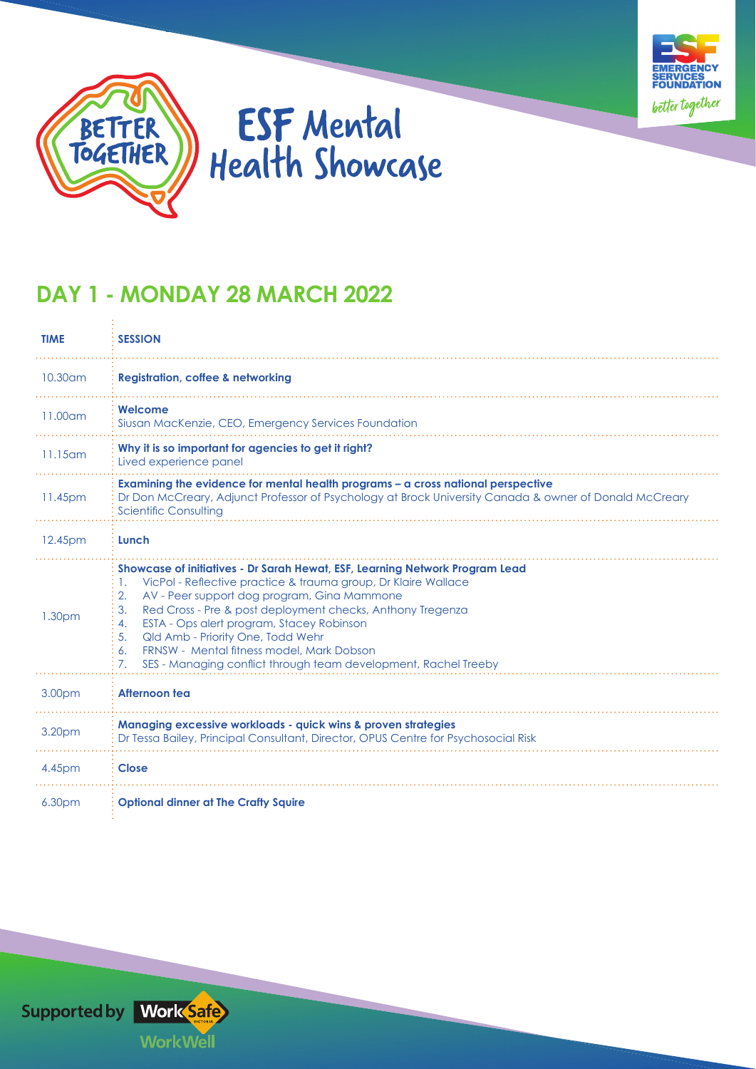# ESF Mental Health Showcase

BETTER TOGETHER

EMERGENCY SERVICES FOUNDATION
better together

## DAY 1 - MONDAY 28 MARCH 2022

| TIME | SESSION |
|---|---|
| 10.30am | **Registration, coffee & networking** |
| 11.00am | **Welcome**<br>Siusan MacKenzie, CEO, Emergency Services Foundation |
| 11.15am | **Why it is so important for agencies to get it right?**<br>Lived experience panel |
| 11.45pm | **Examining the evidence for mental health programs – a cross national perspective**<br>Dr Don McCreary, Adjunct Professor of Psychology at Brock University Canada & owner of Donald McCreary Scientific Consulting |
| 12.45pm | **Lunch** |
| 1.30pm | **Showcase of initiatives - Dr Sarah Hewat, ESF, Learning Network Program Lead**<br>1. VicPol - Reflective practice & trauma group, Dr Klaire Wallace<br>2. AV - Peer support dog program, Gina Mammone<br>3. Red Cross - Pre & post deployment checks, Anthony Tregenza<br>4. ESTA - Ops alert program, Stacey Robinson<br>5. Qld Amb - Priority One, Todd Wehr<br>6. FRNSW - Mental fitness model, Mark Dobson<br>7. SES - Managing conflict through team development, Rachel Treeby |
| 3.00pm | **Afternoon tea** |
| 3.20pm | **Managing excessive workloads - quick wins & proven strategies**<br>Dr Tessa Bailey, Principal Consultant, Director, OPUS Centre for Psychosocial Risk |
| 4.45pm | **Close** |
| 6.30pm | **Optional dinner at The Crafty Squire** |

Supported by WorkSafe Victoria WorkWell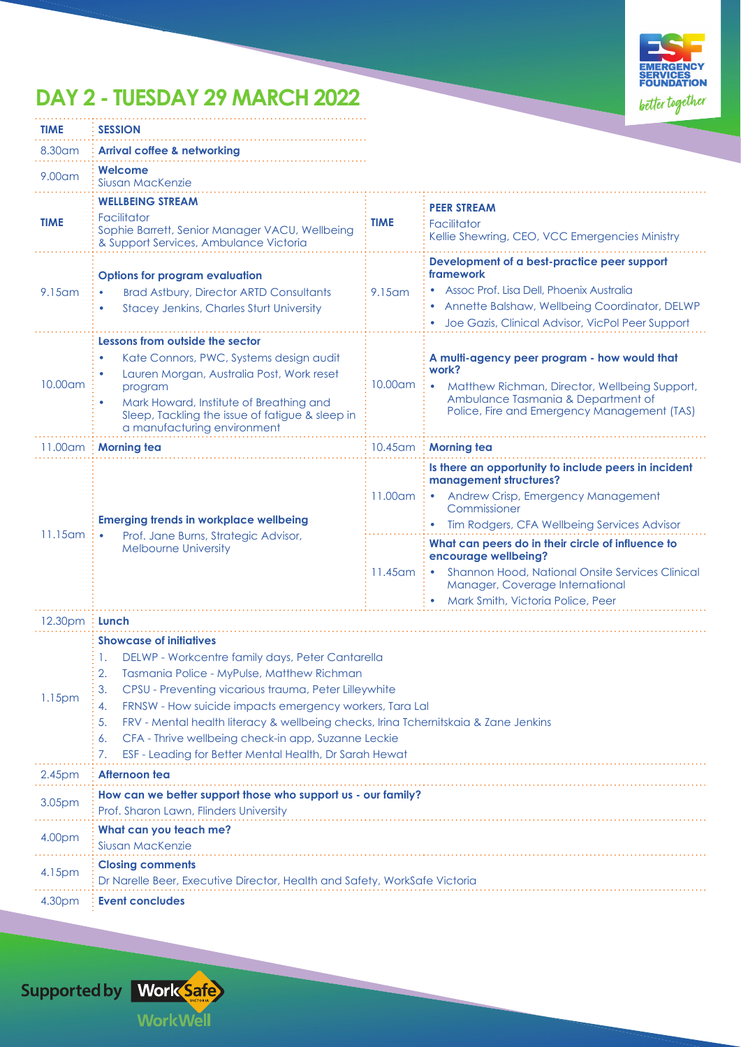# DAY 2 - TUESDAY 29 MARCH 2022

EMERGENCY SERVICES FOUNDATION
better together

| TIME | SESSION |
|---|---|
| 8.30am | **Arrival coffee & networking** |
| 9.00am | **Welcome**<br>Siusan MacKenzie |

| TIME | WELLBEING STREAM<br>Facilitator<br>Sophie Barrett, Senior Manager VACU, Wellbeing & Support Services, Ambulance Victoria | TIME | PEER STREAM<br>Facilitator<br>Kellie Shewring, CEO, VCC Emergencies Ministry |
|---|---|---|---|
| 9.15am | **Options for program evaluation**<br>• Brad Astbury, Director ARTD Consultants<br>• Stacey Jenkins, Charles Sturt University | 9.15am | **Development of a best-practice peer support framework**<br>• Assoc Prof. Lisa Dell, Phoenix Australia<br>• Annette Balshaw, Wellbeing Coordinator, DELWP<br>• Joe Gazis, Clinical Advisor, VicPol Peer Support |
| 10.00am | **Lessons from outside the sector**<br>• Kate Connors, PWC, Systems design audit<br>• Lauren Morgan, Australia Post, Work reset program<br>• Mark Howard, Institute of Breathing and Sleep, Tackling the issue of fatigue & sleep in a manufacturing environment | 10.00am | **A multi-agency peer program - how would that work?**<br>• Matthew Richman, Director, Wellbeing Support, Ambulance Tasmania & Department of Police, Fire and Emergency Management (TAS) |
| 11.00am | **Morning tea** | 10.45am | **Morning tea** |
| 11.15am | **Emerging trends in workplace wellbeing**<br>• Prof. Jane Burns, Strategic Advisor, Melbourne University | 11.00am | **Is there an opportunity to include peers in incident management structures?**<br>• Andrew Crisp, Emergency Management Commissioner<br>• Tim Rodgers, CFA Wellbeing Services Advisor |
| | | 11.45am | **What can peers do in their circle of influence to encourage wellbeing?**<br>• Shannon Hood, National Onsite Services Clinical Manager, Coverage International<br>• Mark Smith, Victoria Police, Peer |

| TIME | SESSION |
|---|---|
| 12.30pm | **Lunch** |
| 1.15pm | **Showcase of initiatives**<br>1. DELWP - Workcentre family days, Peter Cantarella<br>2. Tasmania Police - MyPulse, Matthew Richman<br>3. CPSU - Preventing vicarious trauma, Peter Lilleywhite<br>4. FRNSW - How suicide impacts emergency workers, Tara Lal<br>5. FRV - Mental health literacy & wellbeing checks, Irina Tchernitskaia & Zane Jenkins<br>6. CFA - Thrive wellbeing check-in app, Suzanne Leckie<br>7. ESF - Leading for Better Mental Health, Dr Sarah Hewat |
| 2.45pm | **Afternoon tea** |
| 3.05pm | **How can we better support those who support us - our family?**<br>Prof. Sharon Lawn, Flinders University |
| 4.00pm | **What can you teach me?**<br>Siusan MacKenzie |
| 4.15pm | **Closing comments**<br>Dr Narelle Beer, Executive Director, Health and Safety, WorkSafe Victoria |
| 4.30pm | **Event concludes** |

Supported by WorkSafe Victoria WorkWell